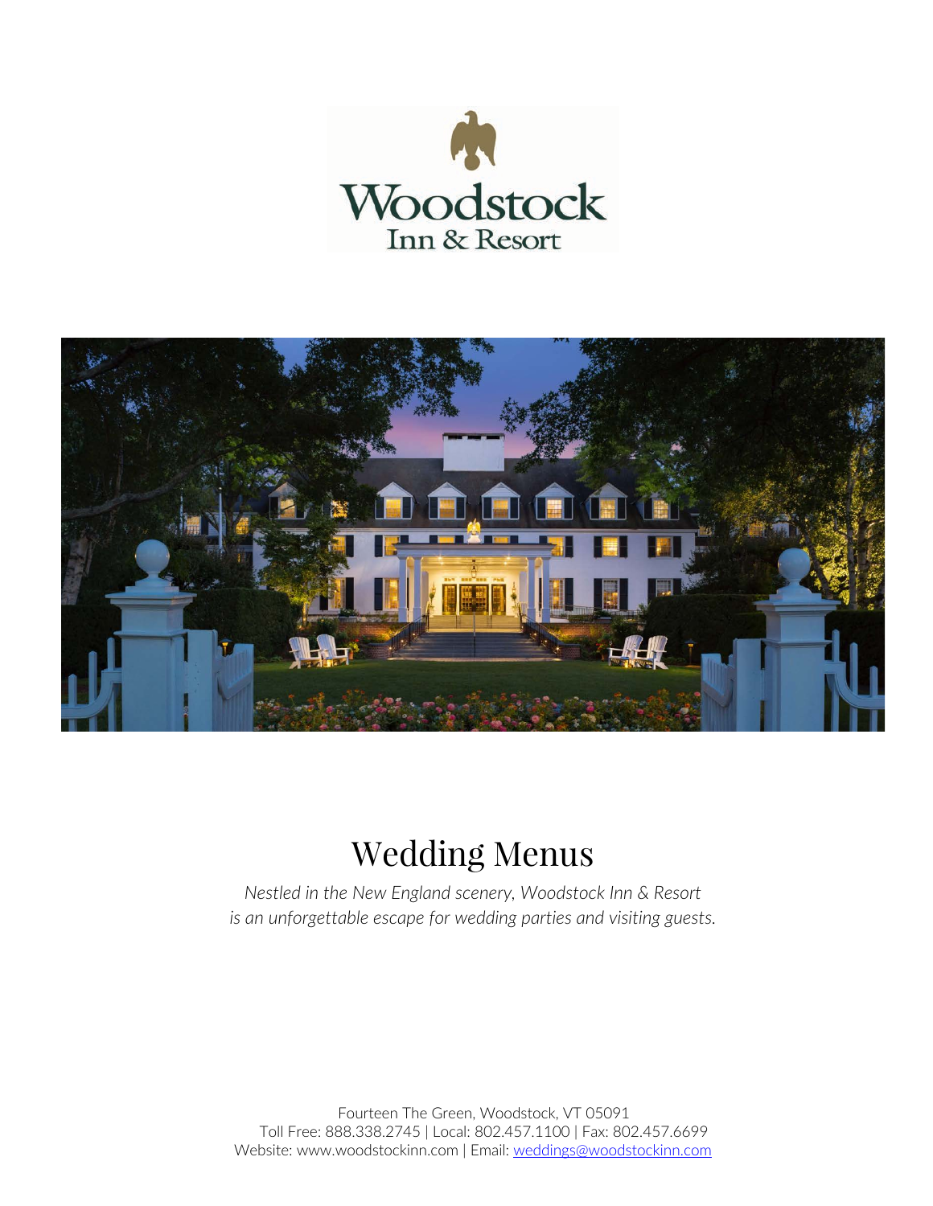Woodstock
Inn & Resort

# Wedding Menus

*Nestled in the New England scenery, Woodstock Inn & Resort*
*is an unforgettable escape for wedding parties and visiting guests.*

Fourteen The Green, Woodstock, VT 05091
Toll Free: 888.338.2745 | Local: 802.457.1100 | Fax: 802.457.6699
Website: www.woodstockinn.com | Email: weddings@woodstockinn.com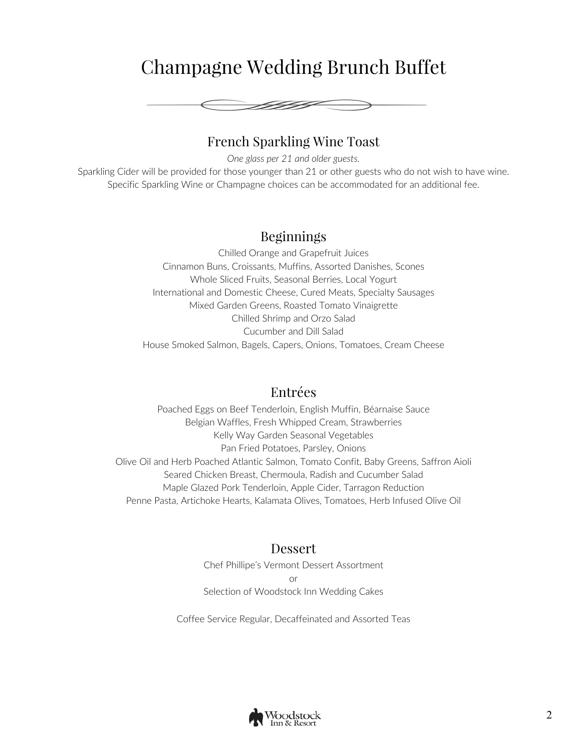# Champagne Wedding Brunch Buffet

## French Sparkling Wine Toast

*One glass per 21 and older guests.*

Sparkling Cider will be provided for those younger than 21 or other guests who do not wish to have wine.
Specific Sparkling Wine or Champagne choices can be accommodated for an additional fee.

## Beginnings

Chilled Orange and Grapefruit Juices
Cinnamon Buns, Croissants, Muffins, Assorted Danishes, Scones
Whole Sliced Fruits, Seasonal Berries, Local Yogurt
International and Domestic Cheese, Cured Meats, Specialty Sausages
Mixed Garden Greens, Roasted Tomato Vinaigrette
Chilled Shrimp and Orzo Salad
Cucumber and Dill Salad
House Smoked Salmon, Bagels, Capers, Onions, Tomatoes, Cream Cheese

## Entrées

Poached Eggs on Beef Tenderloin, English Muffin, Béarnaise Sauce
Belgian Waffles, Fresh Whipped Cream, Strawberries
Kelly Way Garden Seasonal Vegetables
Pan Fried Potatoes, Parsley, Onions
Olive Oil and Herb Poached Atlantic Salmon, Tomato Confit, Baby Greens, Saffron Aioli
Seared Chicken Breast, Chermoula, Radish and Cucumber Salad
Maple Glazed Pork Tenderloin, Apple Cider, Tarragon Reduction
Penne Pasta, Artichoke Hearts, Kalamata Olives, Tomatoes, Herb Infused Olive Oil

## Dessert

Chef Phillipe's Vermont Dessert Assortment
or
Selection of Woodstock Inn Wedding Cakes

Coffee Service Regular, Decaffeinated and Assorted Teas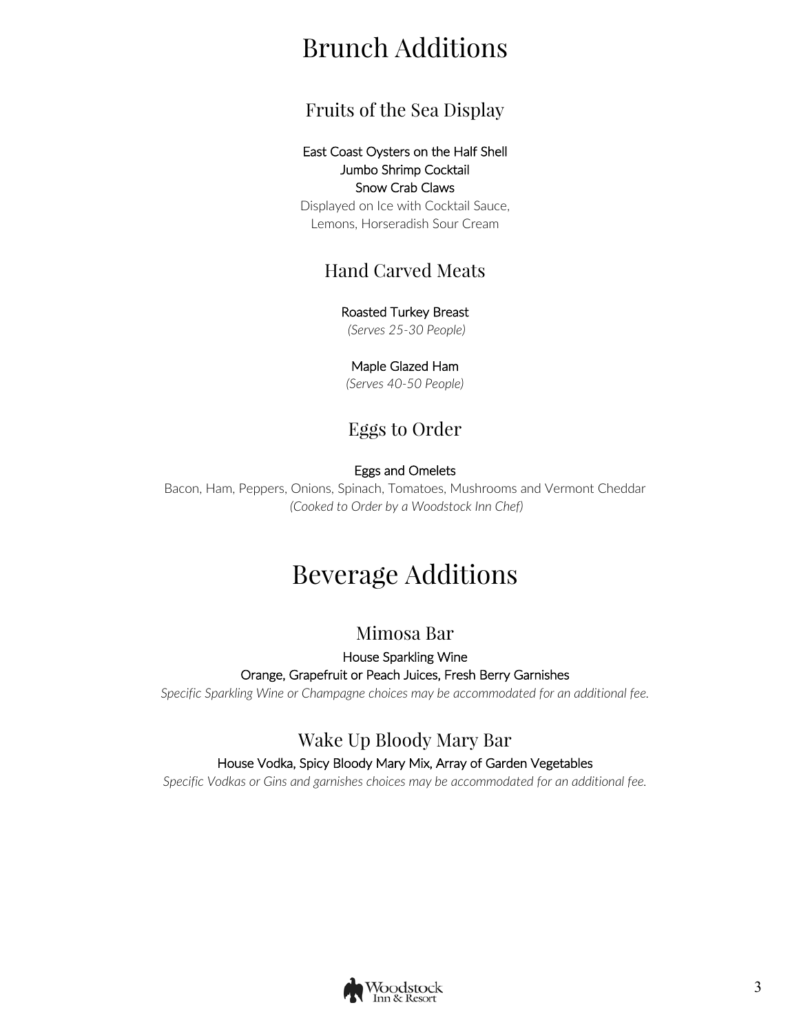# Brunch Additions

## Fruits of the Sea Display

East Coast Oysters on the Half Shell
Jumbo Shrimp Cocktail
Snow Crab Claws
Displayed on Ice with Cocktail Sauce,
Lemons, Horseradish Sour Cream

## Hand Carved Meats

Roasted Turkey Breast
*(Serves 25-30 People)*

Maple Glazed Ham
*(Serves 40-50 People)*

## Eggs to Order

Eggs and Omelets
Bacon, Ham, Peppers, Onions, Spinach, Tomatoes, Mushrooms and Vermont Cheddar
*(Cooked to Order by a Woodstock Inn Chef)*

# Beverage Additions

## Mimosa Bar

House Sparkling Wine
Orange, Grapefruit or Peach Juices, Fresh Berry Garnishes
*Specific Sparkling Wine or Champagne choices may be accommodated for an additional fee.*

## Wake Up Bloody Mary Bar

House Vodka, Spicy Bloody Mary Mix, Array of Garden Vegetables
*Specific Vodkas or Gins and garnishes choices may be accommodated for an additional fee.*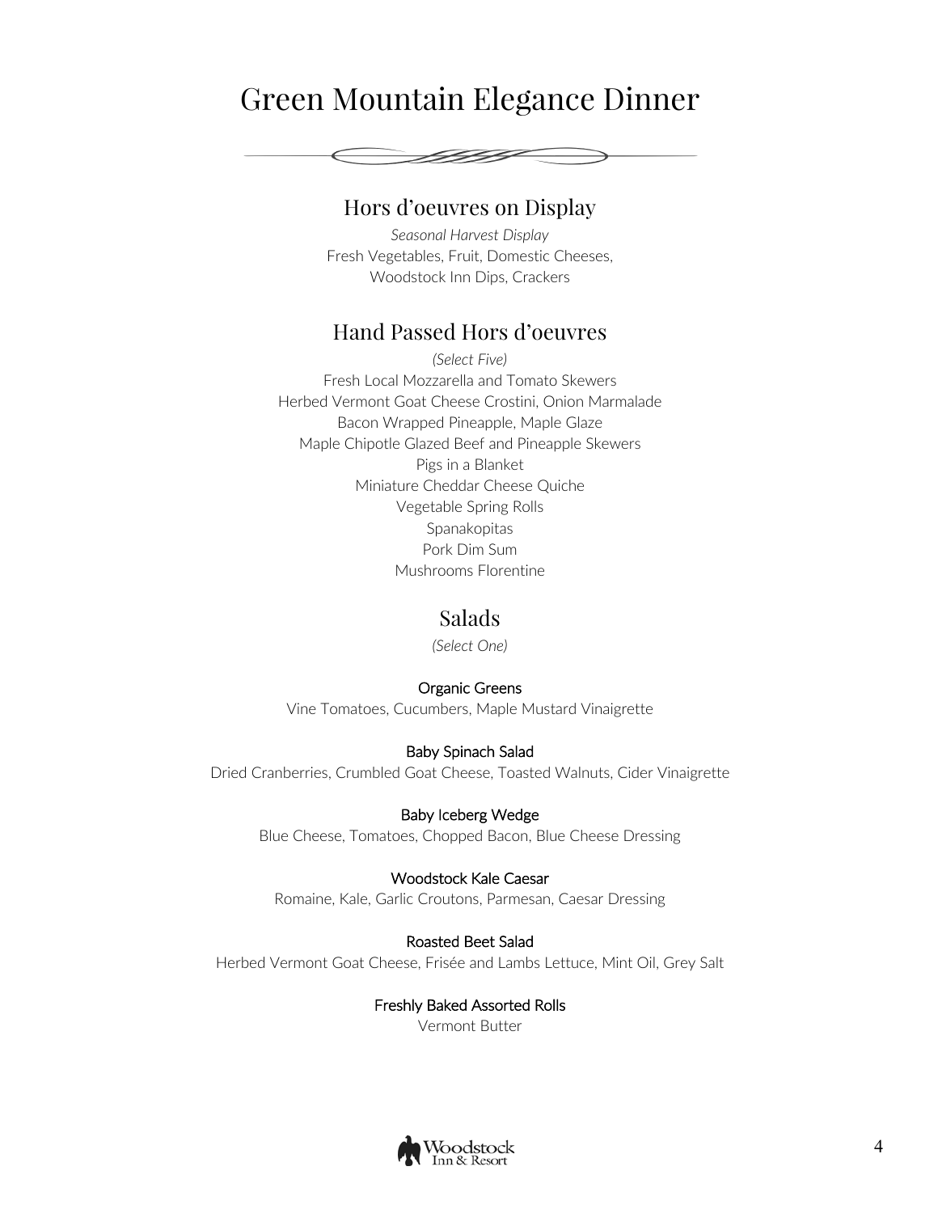# Green Mountain Elegance Dinner

## Hors d'oeuvres on Display

*Seasonal Harvest Display*

Fresh Vegetables, Fruit, Domestic Cheeses,
Woodstock Inn Dips, Crackers

## Hand Passed Hors d'oeuvres

*(Select Five)*

Fresh Local Mozzarella and Tomato Skewers
Herbed Vermont Goat Cheese Crostini, Onion Marmalade
Bacon Wrapped Pineapple, Maple Glaze
Maple Chipotle Glazed Beef and Pineapple Skewers
Pigs in a Blanket
Miniature Cheddar Cheese Quiche
Vegetable Spring Rolls
Spanakopitas
Pork Dim Sum
Mushrooms Florentine

## Salads

*(Select One)*

**Organic Greens**
Vine Tomatoes, Cucumbers, Maple Mustard Vinaigrette

**Baby Spinach Salad**
Dried Cranberries, Crumbled Goat Cheese, Toasted Walnuts, Cider Vinaigrette

**Baby Iceberg Wedge**
Blue Cheese, Tomatoes, Chopped Bacon, Blue Cheese Dressing

**Woodstock Kale Caesar**
Romaine, Kale, Garlic Croutons, Parmesan, Caesar Dressing

**Roasted Beet Salad**
Herbed Vermont Goat Cheese, Frisée and Lambs Lettuce, Mint Oil, Grey Salt

**Freshly Baked Assorted Rolls**
Vermont Butter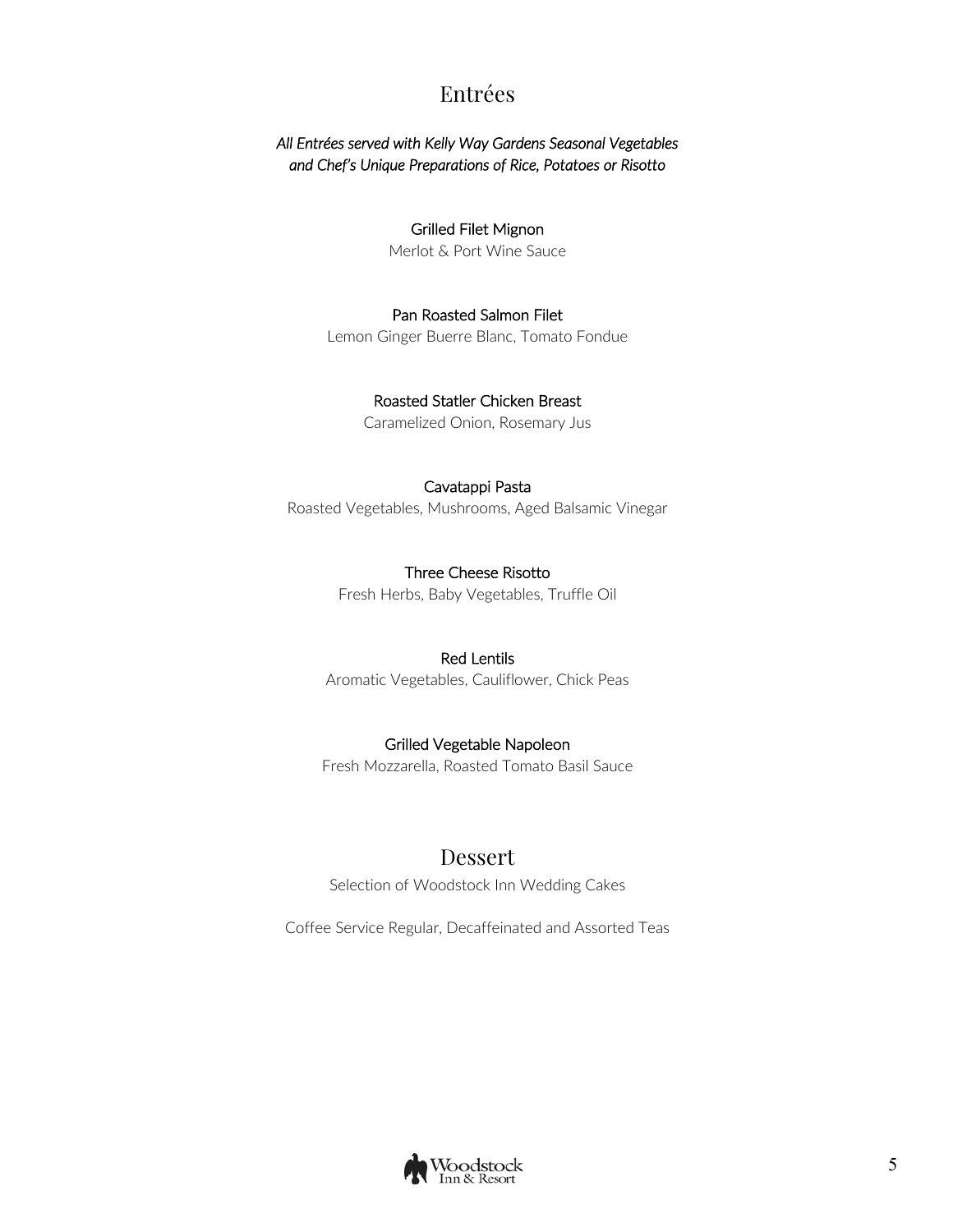## Entrées

*All Entrées served with Kelly Way Gardens Seasonal Vegetables and Chef's Unique Preparations of Rice, Potatoes or Risotto*

**Grilled Filet Mignon**
Merlot & Port Wine Sauce

**Pan Roasted Salmon Filet**
Lemon Ginger Buerre Blanc, Tomato Fondue

**Roasted Statler Chicken Breast**
Caramelized Onion, Rosemary Jus

**Cavatappi Pasta**
Roasted Vegetables, Mushrooms, Aged Balsamic Vinegar

**Three Cheese Risotto**
Fresh Herbs, Baby Vegetables, Truffle Oil

**Red Lentils**
Aromatic Vegetables, Cauliflower, Chick Peas

**Grilled Vegetable Napoleon**
Fresh Mozzarella, Roasted Tomato Basil Sauce

## Dessert

Selection of Woodstock Inn Wedding Cakes

Coffee Service Regular, Decaffeinated and Assorted Teas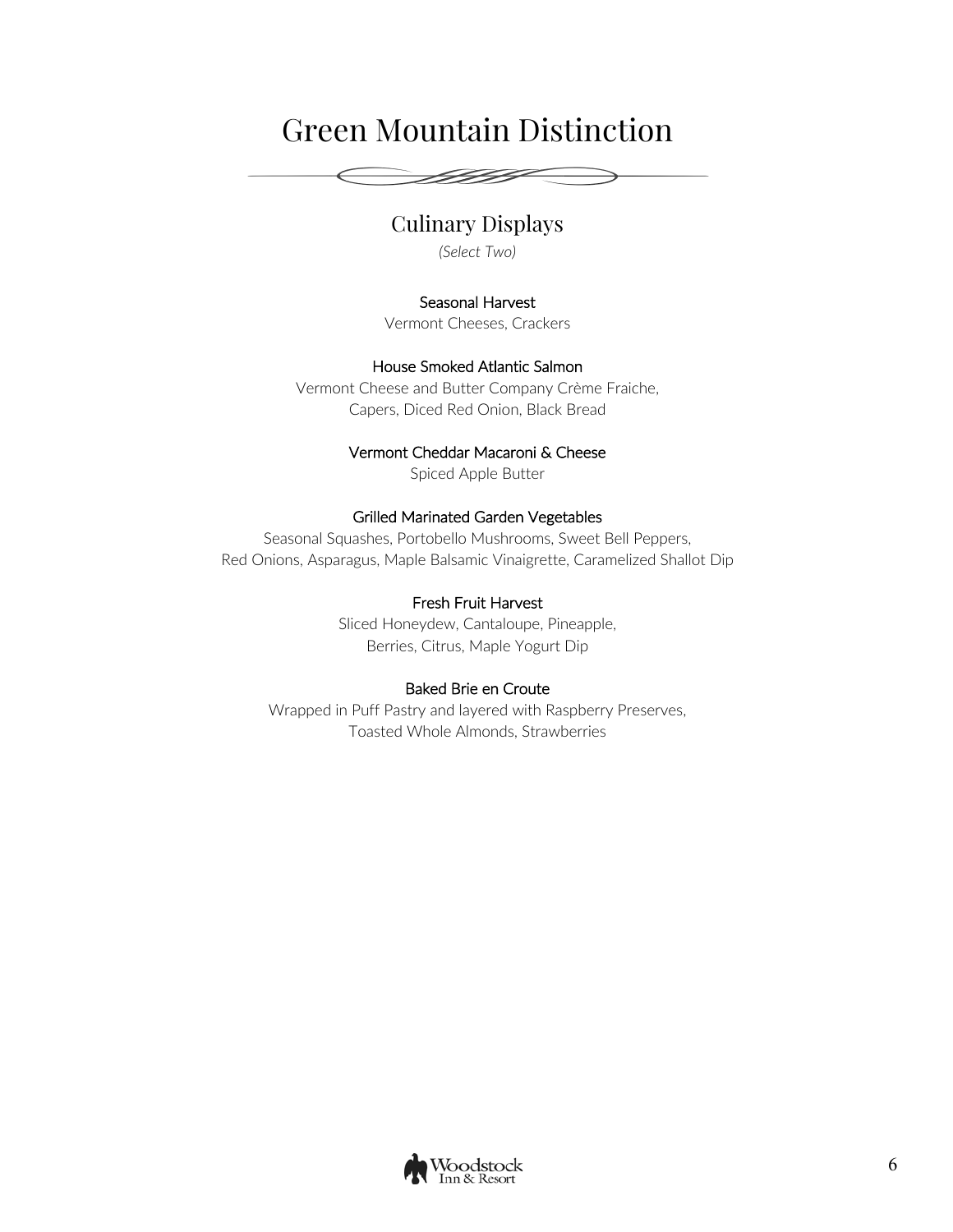# Green Mountain Distinction

## Culinary Displays

*(Select Two)*

**Seasonal Harvest**
Vermont Cheeses, Crackers

**House Smoked Atlantic Salmon**
Vermont Cheese and Butter Company Crème Fraiche,
Capers, Diced Red Onion, Black Bread

**Vermont Cheddar Macaroni & Cheese**
Spiced Apple Butter

**Grilled Marinated Garden Vegetables**
Seasonal Squashes, Portobello Mushrooms, Sweet Bell Peppers,
Red Onions, Asparagus, Maple Balsamic Vinaigrette, Caramelized Shallot Dip

**Fresh Fruit Harvest**
Sliced Honeydew, Cantaloupe, Pineapple,
Berries, Citrus, Maple Yogurt Dip

**Baked Brie en Croute**
Wrapped in Puff Pastry and layered with Raspberry Preserves,
Toasted Whole Almonds, Strawberries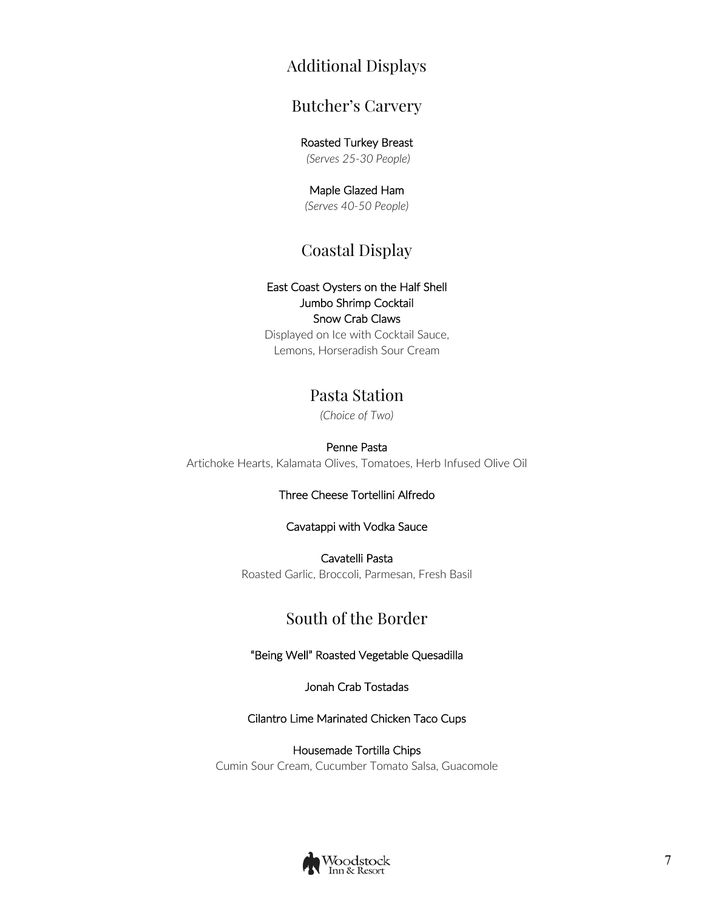# Additional Displays

## Butcher's Carvery

**Roasted Turkey Breast**
*(Serves 25-30 People)*

**Maple Glazed Ham**
*(Serves 40-50 People)*

## Coastal Display

**East Coast Oysters on the Half Shell**
**Jumbo Shrimp Cocktail**
**Snow Crab Claws**
Displayed on Ice with Cocktail Sauce,
Lemons, Horseradish Sour Cream

## Pasta Station

*(Choice of Two)*

**Penne Pasta**
Artichoke Hearts, Kalamata Olives, Tomatoes, Herb Infused Olive Oil

**Three Cheese Tortellini Alfredo**

**Cavatappi with Vodka Sauce**

**Cavatelli Pasta**
Roasted Garlic, Broccoli, Parmesan, Fresh Basil

## South of the Border

**"Being Well" Roasted Vegetable Quesadilla**

**Jonah Crab Tostadas**

**Cilantro Lime Marinated Chicken Taco Cups**

**Housemade Tortilla Chips**
Cumin Sour Cream, Cucumber Tomato Salsa, Guacomole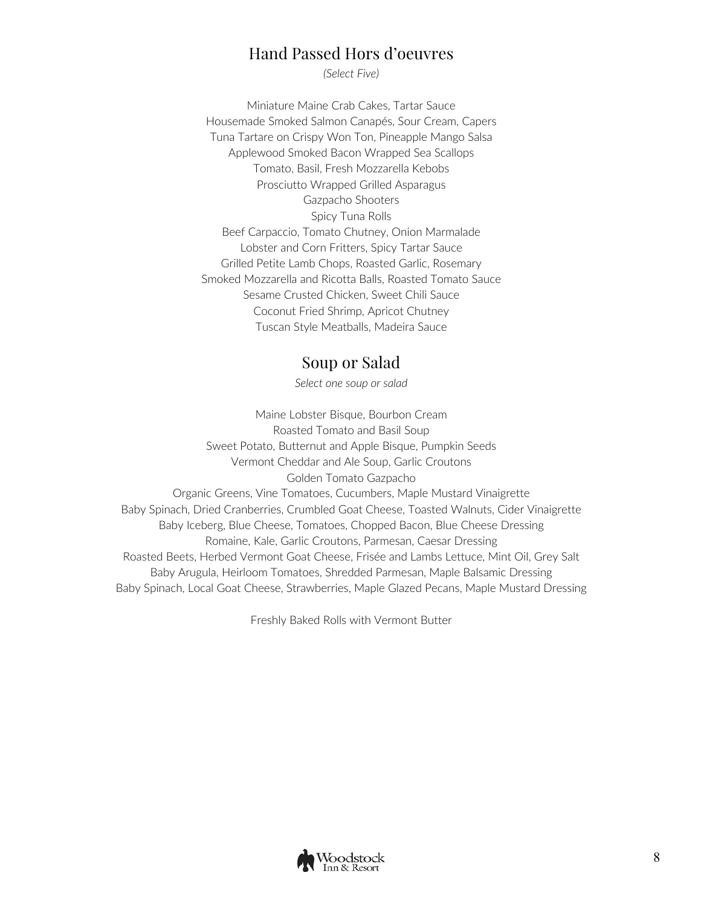## Hand Passed Hors d'oeuvres

*(Select Five)*

Miniature Maine Crab Cakes, Tartar Sauce
Housemade Smoked Salmon Canapés, Sour Cream, Capers
Tuna Tartare on Crispy Won Ton, Pineapple Mango Salsa
Applewood Smoked Bacon Wrapped Sea Scallops
Tomato, Basil, Fresh Mozzarella Kebobs
Prosciutto Wrapped Grilled Asparagus
Gazpacho Shooters
Spicy Tuna Rolls
Beef Carpaccio, Tomato Chutney, Onion Marmalade
Lobster and Corn Fritters, Spicy Tartar Sauce
Grilled Petite Lamb Chops, Roasted Garlic, Rosemary
Smoked Mozzarella and Ricotta Balls, Roasted Tomato Sauce
Sesame Crusted Chicken, Sweet Chili Sauce
Coconut Fried Shrimp, Apricot Chutney
Tuscan Style Meatballs, Madeira Sauce

## Soup or Salad

*Select one soup or salad*

Maine Lobster Bisque, Bourbon Cream
Roasted Tomato and Basil Soup
Sweet Potato, Butternut and Apple Bisque, Pumpkin Seeds
Vermont Cheddar and Ale Soup, Garlic Croutons
Golden Tomato Gazpacho
Organic Greens, Vine Tomatoes, Cucumbers, Maple Mustard Vinaigrette
Baby Spinach, Dried Cranberries, Crumbled Goat Cheese, Toasted Walnuts, Cider Vinaigrette
Baby Iceberg, Blue Cheese, Tomatoes, Chopped Bacon, Blue Cheese Dressing
Romaine, Kale, Garlic Croutons, Parmesan, Caesar Dressing
Roasted Beets, Herbed Vermont Goat Cheese, Frisée and Lambs Lettuce, Mint Oil, Grey Salt
Baby Arugula, Heirloom Tomatoes, Shredded Parmesan, Maple Balsamic Dressing
Baby Spinach, Local Goat Cheese, Strawberries, Maple Glazed Pecans, Maple Mustard Dressing

Freshly Baked Rolls with Vermont Butter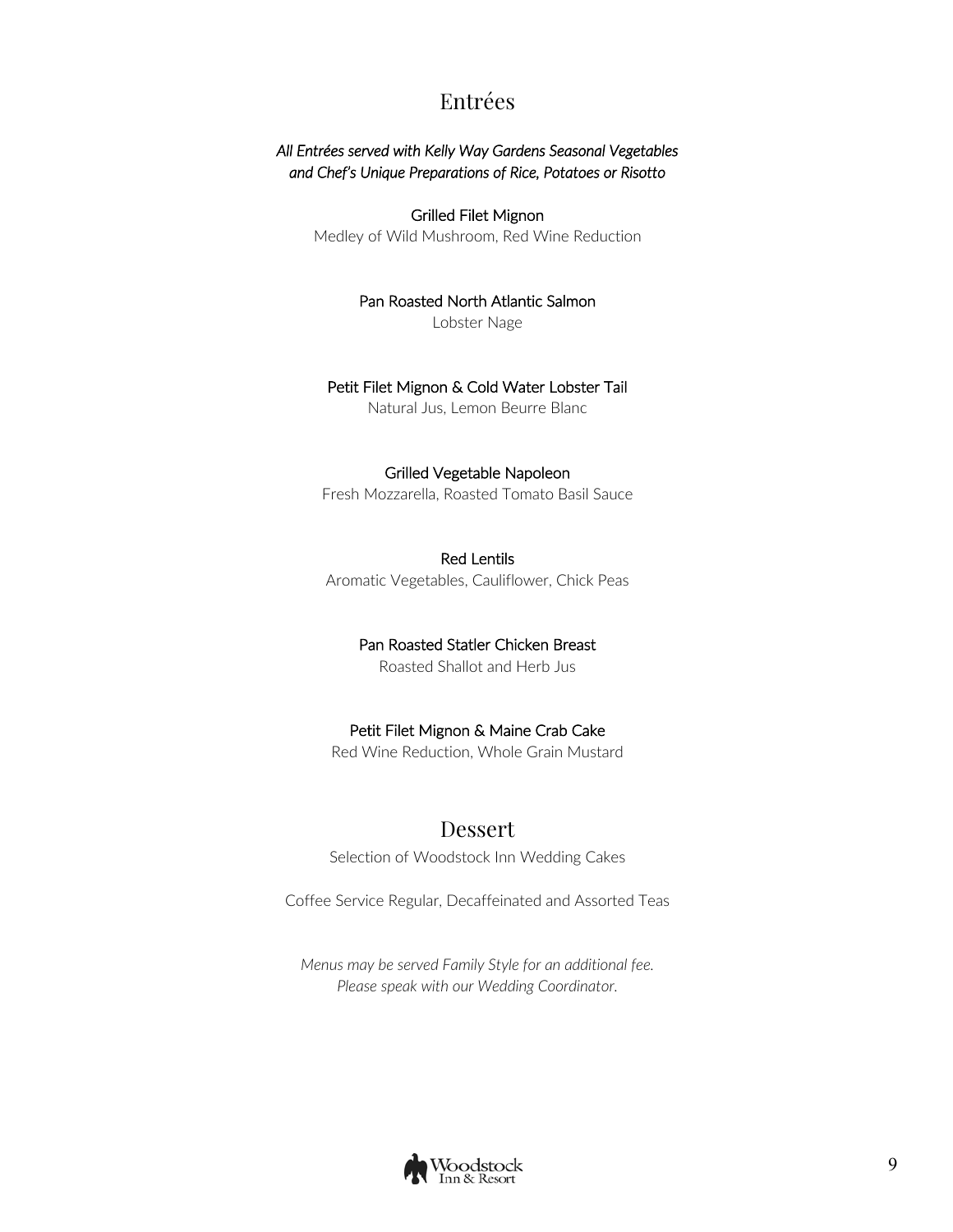## Entrées

*All Entrées served with Kelly Way Gardens Seasonal Vegetables and Chef's Unique Preparations of Rice, Potatoes or Risotto*

Grilled Filet Mignon
Medley of Wild Mushroom, Red Wine Reduction

Pan Roasted North Atlantic Salmon
Lobster Nage

Petit Filet Mignon & Cold Water Lobster Tail
Natural Jus, Lemon Beurre Blanc

Grilled Vegetable Napoleon
Fresh Mozzarella, Roasted Tomato Basil Sauce

Red Lentils
Aromatic Vegetables, Cauliflower, Chick Peas

Pan Roasted Statler Chicken Breast
Roasted Shallot and Herb Jus

Petit Filet Mignon & Maine Crab Cake
Red Wine Reduction, Whole Grain Mustard

## Dessert

Selection of Woodstock Inn Wedding Cakes

Coffee Service Regular, Decaffeinated and Assorted Teas

*Menus may be served Family Style for an additional fee.*
*Please speak with our Wedding Coordinator.*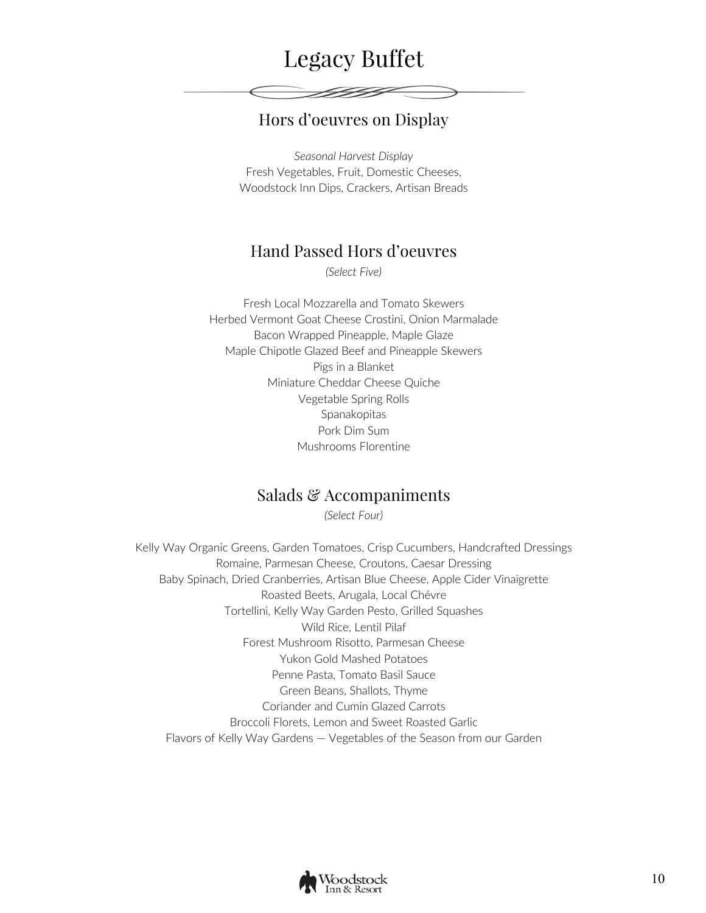# Legacy Buffet

## Hors d'oeuvres on Display

*Seasonal Harvest Display*
Fresh Vegetables, Fruit, Domestic Cheeses,
Woodstock Inn Dips, Crackers, Artisan Breads

## Hand Passed Hors d'oeuvres

*(Select Five)*

Fresh Local Mozzarella and Tomato Skewers
Herbed Vermont Goat Cheese Crostini, Onion Marmalade
Bacon Wrapped Pineapple, Maple Glaze
Maple Chipotle Glazed Beef and Pineapple Skewers
Pigs in a Blanket
Miniature Cheddar Cheese Quiche
Vegetable Spring Rolls
Spanakopitas
Pork Dim Sum
Mushrooms Florentine

## Salads & Accompaniments

*(Select Four)*

Kelly Way Organic Greens, Garden Tomatoes, Crisp Cucumbers, Handcrafted Dressings
Romaine, Parmesan Cheese, Croutons, Caesar Dressing
Baby Spinach, Dried Cranberries, Artisan Blue Cheese, Apple Cider Vinaigrette
Roasted Beets, Arugala, Local Chévre
Tortellini, Kelly Way Garden Pesto, Grilled Squashes
Wild Rice, Lentil Pilaf
Forest Mushroom Risotto, Parmesan Cheese
Yukon Gold Mashed Potatoes
Penne Pasta, Tomato Basil Sauce
Green Beans, Shallots, Thyme
Coriander and Cumin Glazed Carrots
Broccoli Florets, Lemon and Sweet Roasted Garlic
Flavors of Kelly Way Gardens — Vegetables of the Season from our Garden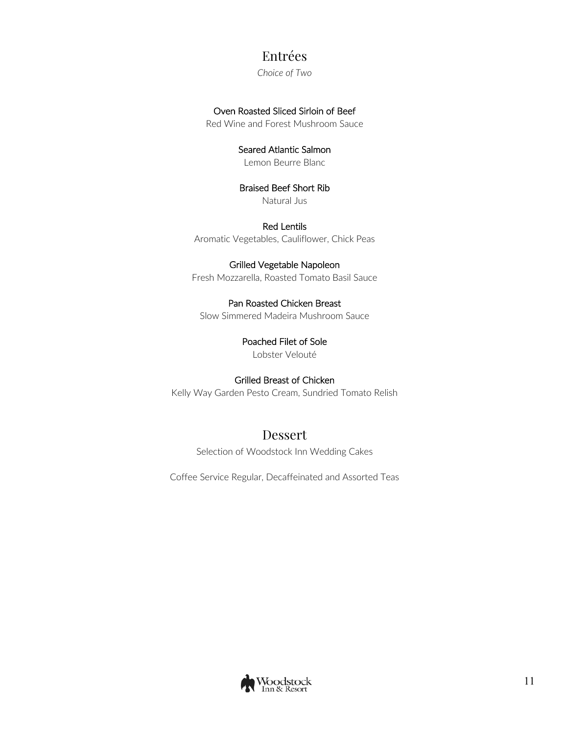## Entrées

*Choice of Two*

**Oven Roasted Sliced Sirloin of Beef**
Red Wine and Forest Mushroom Sauce

**Seared Atlantic Salmon**
Lemon Beurre Blanc

**Braised Beef Short Rib**
Natural Jus

**Red Lentils**
Aromatic Vegetables, Cauliflower, Chick Peas

**Grilled Vegetable Napoleon**
Fresh Mozzarella, Roasted Tomato Basil Sauce

**Pan Roasted Chicken Breast**
Slow Simmered Madeira Mushroom Sauce

**Poached Filet of Sole**
Lobster Velouté

**Grilled Breast of Chicken**
Kelly Way Garden Pesto Cream, Sundried Tomato Relish

## Dessert

Selection of Woodstock Inn Wedding Cakes

Coffee Service Regular, Decaffeinated and Assorted Teas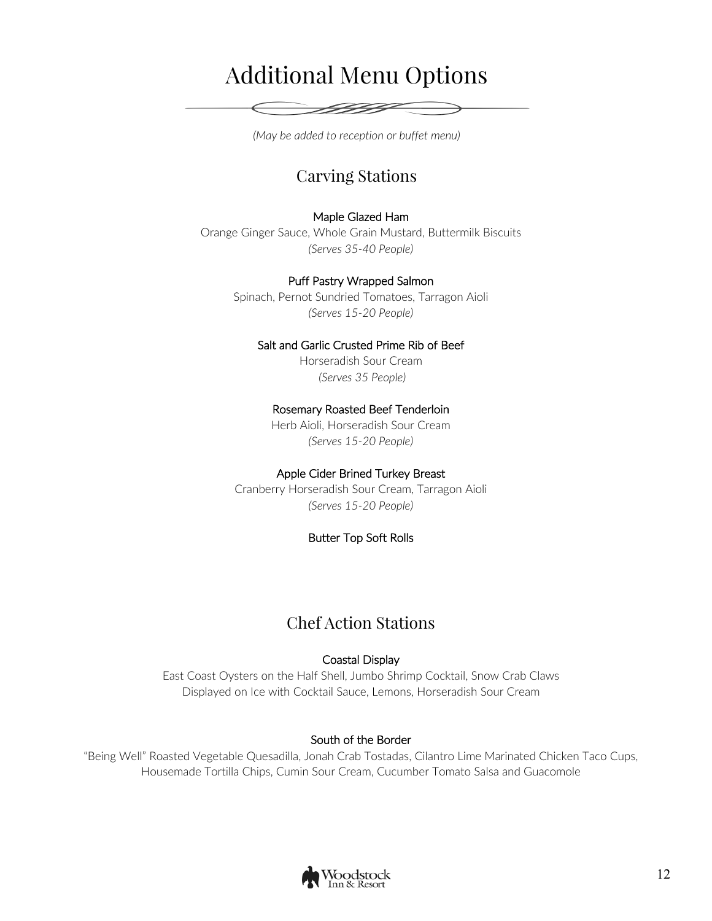# Additional Menu Options

*(May be added to reception or buffet menu)*

## Carving Stations

**Maple Glazed Ham**
Orange Ginger Sauce, Whole Grain Mustard, Buttermilk Biscuits
*(Serves 35-40 People)*

**Puff Pastry Wrapped Salmon**
Spinach, Pernot Sundried Tomatoes, Tarragon Aioli
*(Serves 15-20 People)*

**Salt and Garlic Crusted Prime Rib of Beef**
Horseradish Sour Cream
*(Serves 35 People)*

**Rosemary Roasted Beef Tenderloin**
Herb Aioli, Horseradish Sour Cream
*(Serves 15-20 People)*

**Apple Cider Brined Turkey Breast**
Cranberry Horseradish Sour Cream, Tarragon Aioli
*(Serves 15-20 People)*

**Butter Top Soft Rolls**

## Chef Action Stations

**Coastal Display**
East Coast Oysters on the Half Shell, Jumbo Shrimp Cocktail, Snow Crab Claws
Displayed on Ice with Cocktail Sauce, Lemons, Horseradish Sour Cream

**South of the Border**
"Being Well" Roasted Vegetable Quesadilla, Jonah Crab Tostadas, Cilantro Lime Marinated Chicken Taco Cups, Housemade Tortilla Chips, Cumin Sour Cream, Cucumber Tomato Salsa and Guacomole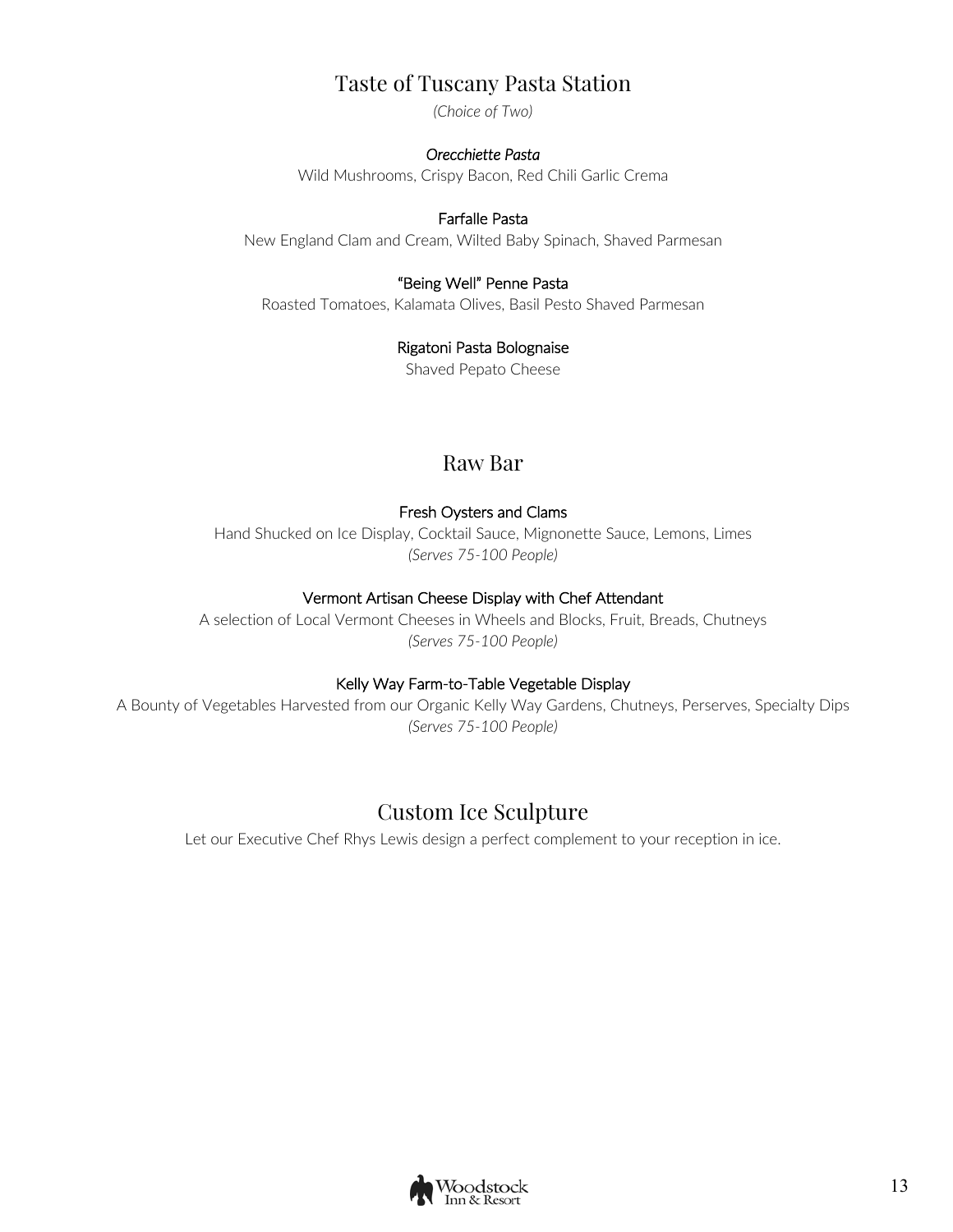## Taste of Tuscany Pasta Station

*(Choice of Two)*

***Orecchiette Pasta***
Wild Mushrooms, Crispy Bacon, Red Chili Garlic Crema

**Farfalle Pasta**
New England Clam and Cream, Wilted Baby Spinach, Shaved Parmesan

**"Being Well" Penne Pasta**
Roasted Tomatoes, Kalamata Olives, Basil Pesto Shaved Parmesan

**Rigatoni Pasta Bolognaise**
Shaved Pepato Cheese

## Raw Bar

**Fresh Oysters and Clams**
Hand Shucked on Ice Display, Cocktail Sauce, Mignonette Sauce, Lemons, Limes
*(Serves 75-100 People)*

**Vermont Artisan Cheese Display with Chef Attendant**
A selection of Local Vermont Cheeses in Wheels and Blocks, Fruit, Breads, Chutneys
*(Serves 75-100 People)*

**Kelly Way Farm-to-Table Vegetable Display**
A Bounty of Vegetables Harvested from our Organic Kelly Way Gardens, Chutneys, Perserves, Specialty Dips
*(Serves 75-100 People)*

## Custom Ice Sculpture

Let our Executive Chef Rhys Lewis design a perfect complement to your reception in ice.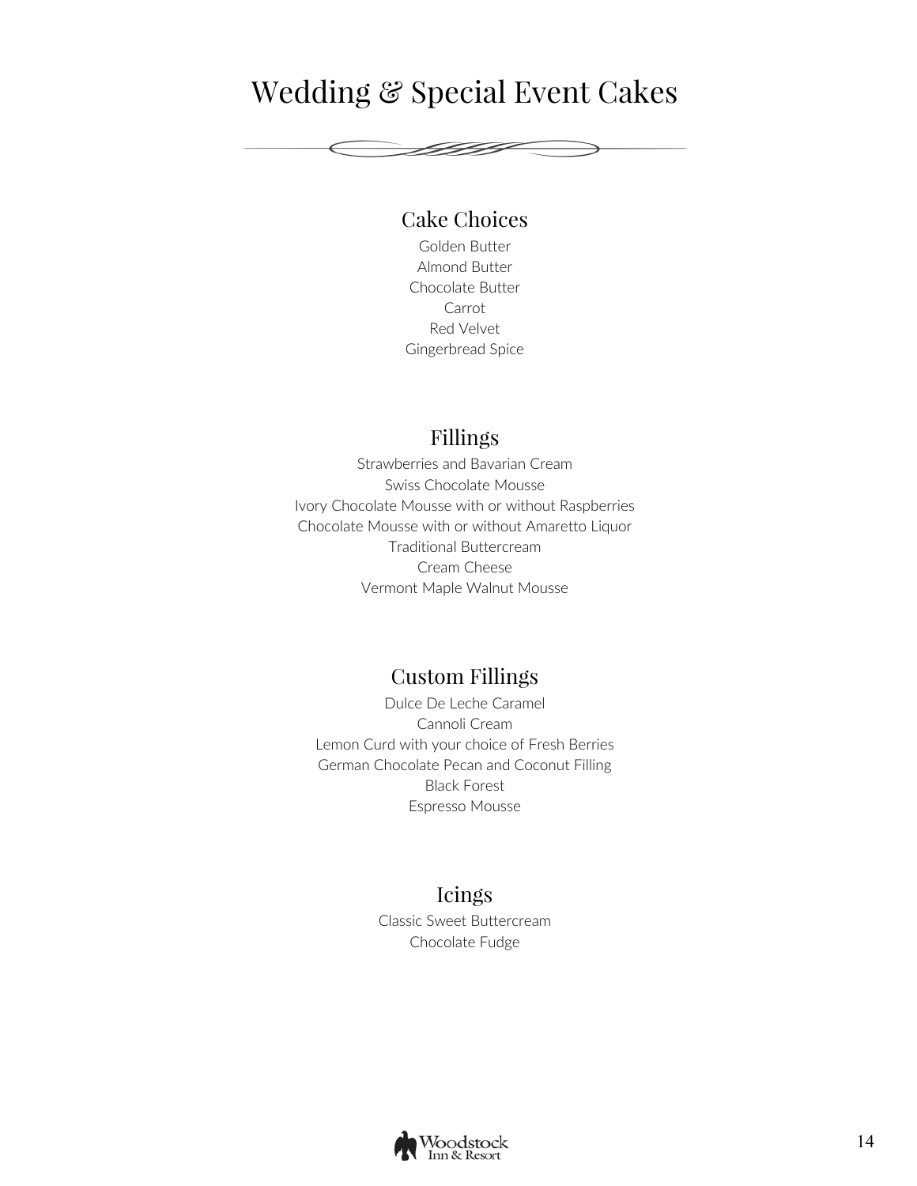# Wedding & Special Event Cakes

## Cake Choices

Golden Butter
Almond Butter
Chocolate Butter
Carrot
Red Velvet
Gingerbread Spice

## Fillings

Strawberries and Bavarian Cream
Swiss Chocolate Mousse
Ivory Chocolate Mousse with or without Raspberries
Chocolate Mousse with or without Amaretto Liquor
Traditional Buttercream
Cream Cheese
Vermont Maple Walnut Mousse

## Custom Fillings

Dulce De Leche Caramel
Cannoli Cream
Lemon Curd with your choice of Fresh Berries
German Chocolate Pecan and Coconut Filling
Black Forest
Espresso Mousse

## Icings

Classic Sweet Buttercream
Chocolate Fudge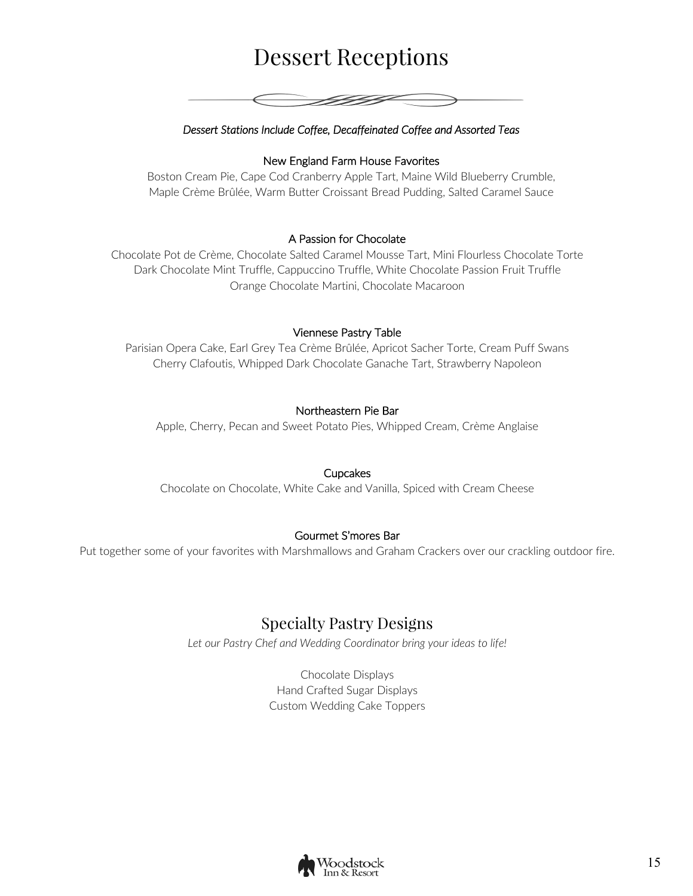# Dessert Receptions

*Dessert Stations Include Coffee, Decaffeinated Coffee and Assorted Teas*

### New England Farm House Favorites

Boston Cream Pie, Cape Cod Cranberry Apple Tart, Maine Wild Blueberry Crumble,
Maple Crème Brûlée, Warm Butter Croissant Bread Pudding, Salted Caramel Sauce

### A Passion for Chocolate

Chocolate Pot de Crème, Chocolate Salted Caramel Mousse Tart, Mini Flourless Chocolate Torte
Dark Chocolate Mint Truffle, Cappuccino Truffle, White Chocolate Passion Fruit Truffle
Orange Chocolate Martini, Chocolate Macaroon

### Viennese Pastry Table

Parisian Opera Cake, Earl Grey Tea Crème Brûlée, Apricot Sacher Torte, Cream Puff Swans
Cherry Clafoutis, Whipped Dark Chocolate Ganache Tart, Strawberry Napoleon

### Northeastern Pie Bar

Apple, Cherry, Pecan and Sweet Potato Pies, Whipped Cream, Crème Anglaise

### Cupcakes

Chocolate on Chocolate, White Cake and Vanilla, Spiced with Cream Cheese

### Gourmet S'mores Bar

Put together some of your favorites with Marshmallows and Graham Crackers over our crackling outdoor fire.

## Specialty Pastry Designs

*Let our Pastry Chef and Wedding Coordinator bring your ideas to life!*

Chocolate Displays
Hand Crafted Sugar Displays
Custom Wedding Cake Toppers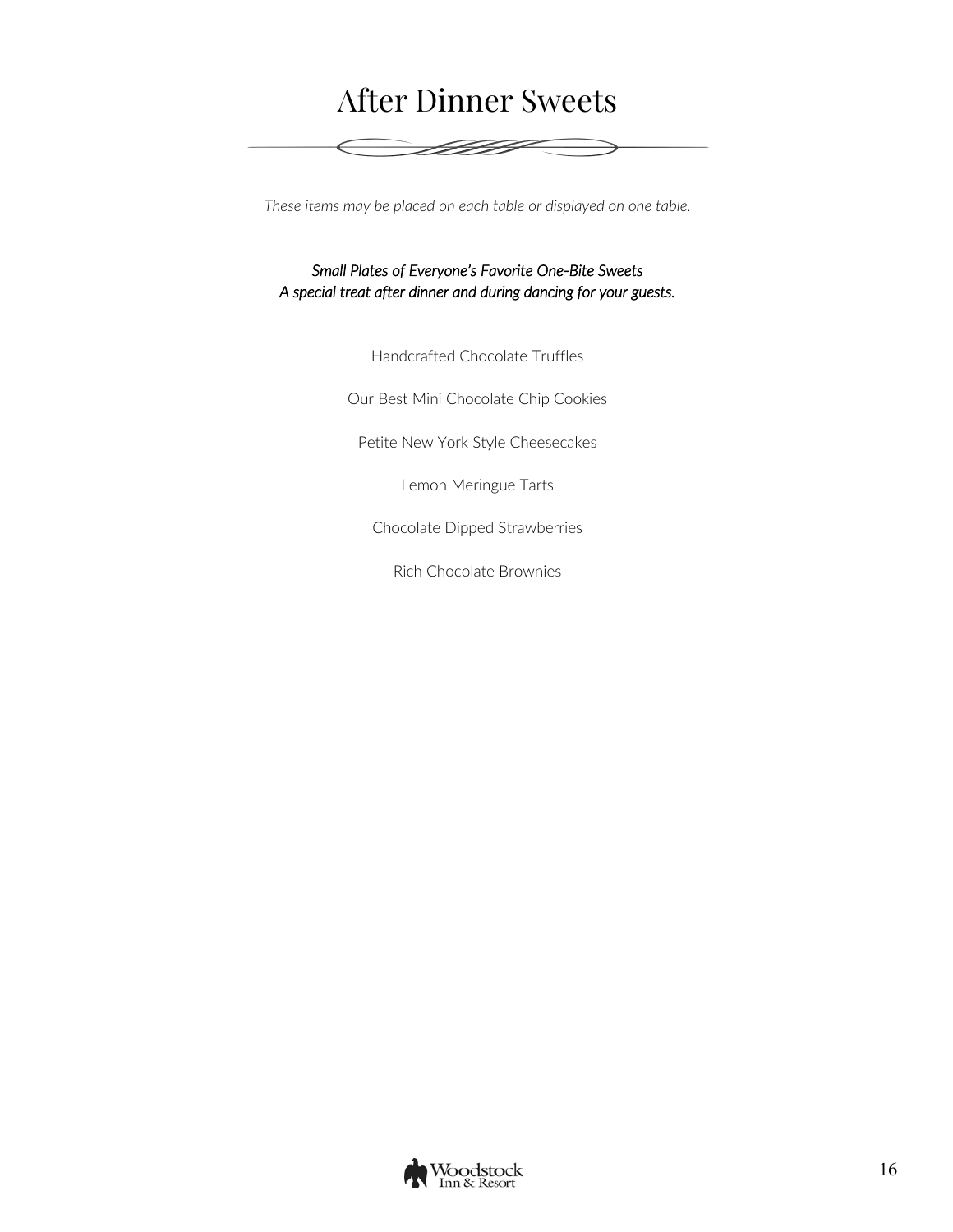# After Dinner Sweets

*These items may be placed on each table or displayed on one table.*

*Small Plates of Everyone's Favorite One-Bite Sweets*
*A special treat after dinner and during dancing for your guests.*

Handcrafted Chocolate Truffles

Our Best Mini Chocolate Chip Cookies

Petite New York Style Cheesecakes

Lemon Meringue Tarts

Chocolate Dipped Strawberries

Rich Chocolate Brownies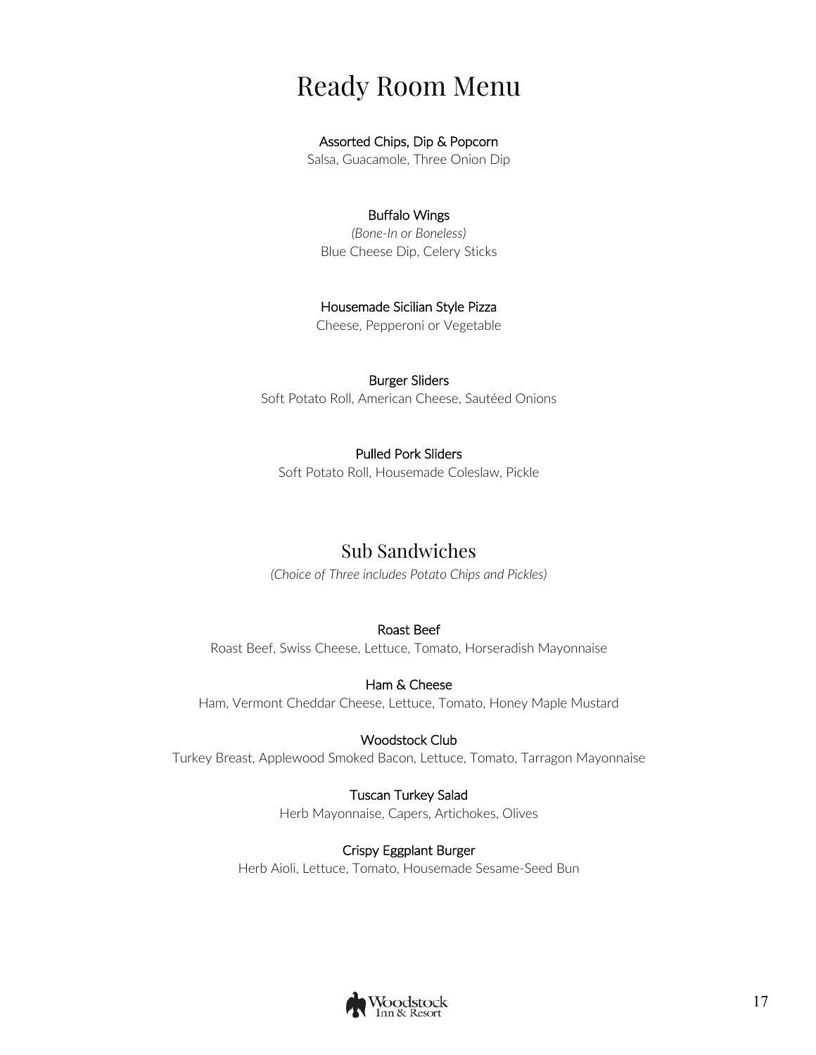# Ready Room Menu

**Assorted Chips, Dip & Popcorn**
Salsa, Guacamole, Three Onion Dip

**Buffalo Wings**
*(Bone-In or Boneless)*
Blue Cheese Dip, Celery Sticks

**Housemade Sicilian Style Pizza**
Cheese, Pepperoni or Vegetable

**Burger Sliders**
Soft Potato Roll, American Cheese, Sautéed Onions

**Pulled Pork Sliders**
Soft Potato Roll, Housemade Coleslaw, Pickle

## Sub Sandwiches

*(Choice of Three includes Potato Chips and Pickles)*

**Roast Beef**
Roast Beef, Swiss Cheese, Lettuce, Tomato, Horseradish Mayonnaise

**Ham & Cheese**
Ham, Vermont Cheddar Cheese, Lettuce, Tomato, Honey Maple Mustard

**Woodstock Club**
Turkey Breast, Applewood Smoked Bacon, Lettuce, Tomato, Tarragon Mayonnaise

**Tuscan Turkey Salad**
Herb Mayonnaise, Capers, Artichokes, Olives

**Crispy Eggplant Burger**
Herb Aioli, Lettuce, Tomato, Housemade Sesame-Seed Bun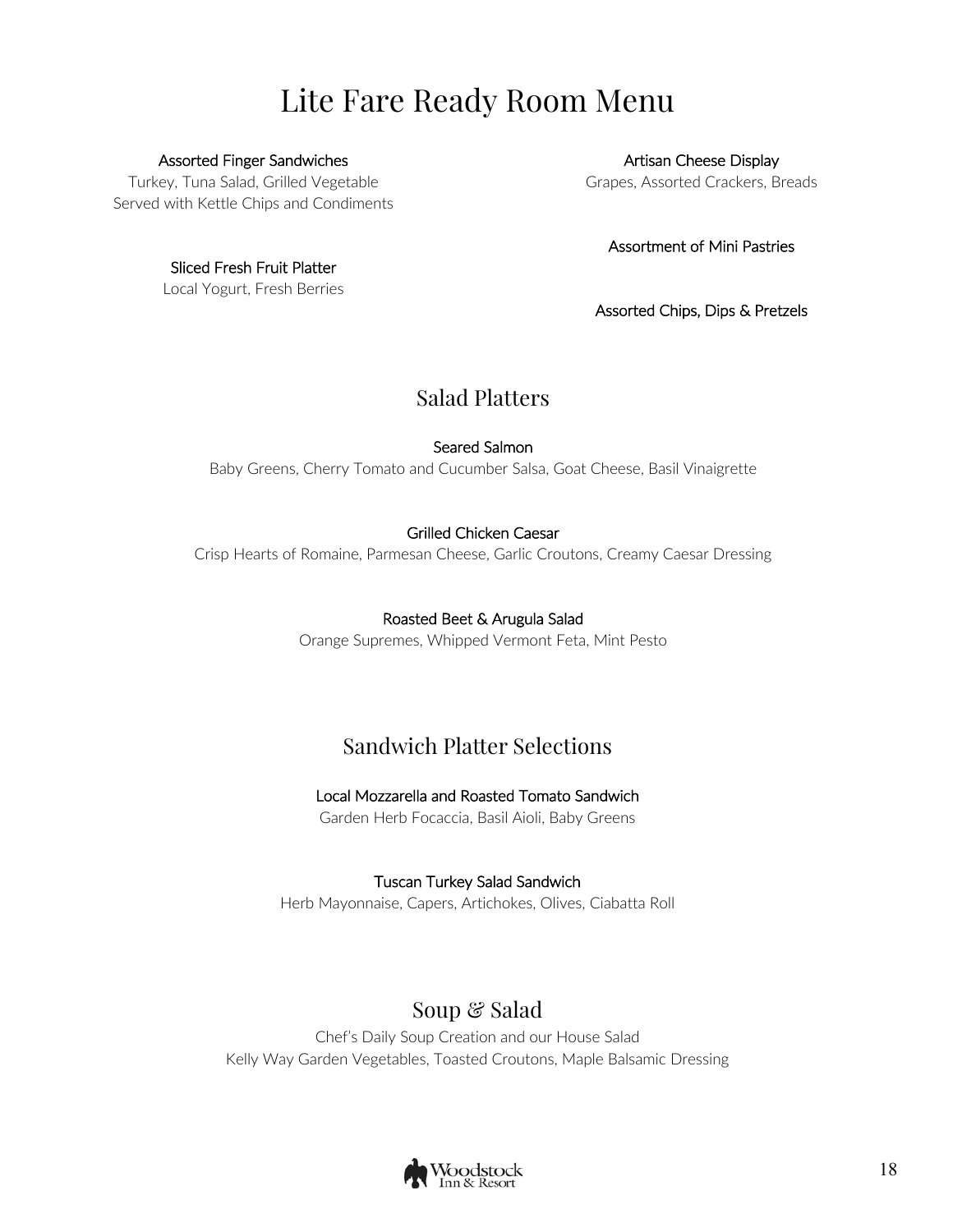# Lite Fare Ready Room Menu

**Assorted Finger Sandwiches**
Turkey, Tuna Salad, Grilled Vegetable
Served with Kettle Chips and Condiments

**Sliced Fresh Fruit Platter**
Local Yogurt, Fresh Berries

**Artisan Cheese Display**
Grapes, Assorted Crackers, Breads

**Assortment of Mini Pastries**

**Assorted Chips, Dips & Pretzels**

## Salad Platters

**Seared Salmon**
Baby Greens, Cherry Tomato and Cucumber Salsa, Goat Cheese, Basil Vinaigrette

**Grilled Chicken Caesar**
Crisp Hearts of Romaine, Parmesan Cheese, Garlic Croutons, Creamy Caesar Dressing

**Roasted Beet & Arugula Salad**
Orange Supremes, Whipped Vermont Feta, Mint Pesto

## Sandwich Platter Selections

**Local Mozzarella and Roasted Tomato Sandwich**
Garden Herb Focaccia, Basil Aioli, Baby Greens

**Tuscan Turkey Salad Sandwich**
Herb Mayonnaise, Capers, Artichokes, Olives, Ciabatta Roll

## Soup & Salad

Chef's Daily Soup Creation and our House Salad
Kelly Way Garden Vegetables, Toasted Croutons, Maple Balsamic Dressing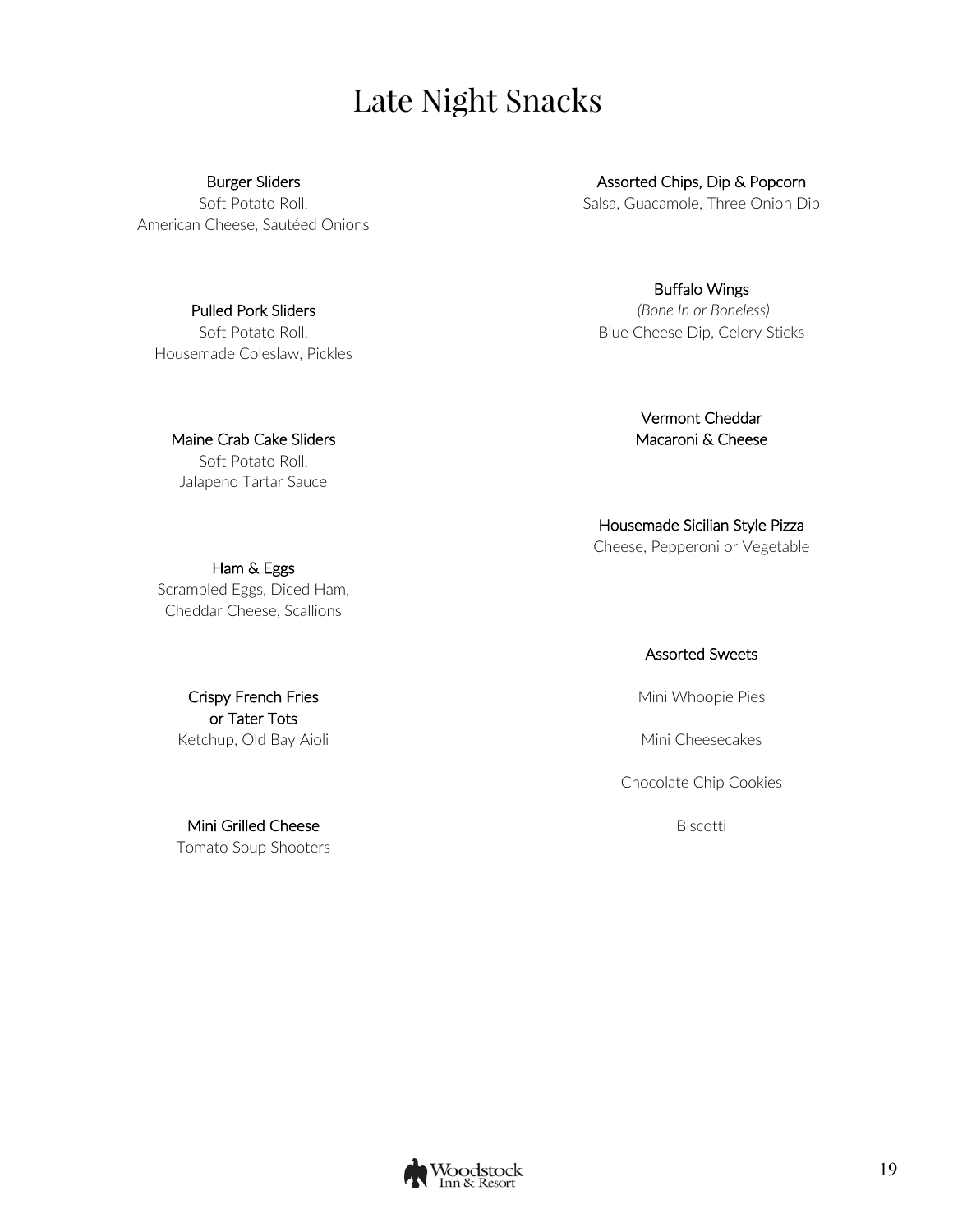# Late Night Snacks

**Burger Sliders**
Soft Potato Roll,
American Cheese, Sautéed Onions

**Pulled Pork Sliders**
Soft Potato Roll,
Housemade Coleslaw, Pickles

**Maine Crab Cake Sliders**
Soft Potato Roll,
Jalapeno Tartar Sauce

**Ham & Eggs**
Scrambled Eggs, Diced Ham,
Cheddar Cheese, Scallions

**Crispy French Fries or Tater Tots**
Ketchup, Old Bay Aioli

**Mini Grilled Cheese**
Tomato Soup Shooters

**Assorted Chips, Dip & Popcorn**
Salsa, Guacamole, Three Onion Dip

**Buffalo Wings**
*(Bone In or Boneless)*
Blue Cheese Dip, Celery Sticks

**Vermont Cheddar Macaroni & Cheese**

**Housemade Sicilian Style Pizza**
Cheese, Pepperoni or Vegetable

**Assorted Sweets**

Mini Whoopie Pies

Mini Cheesecakes

Chocolate Chip Cookies

Biscotti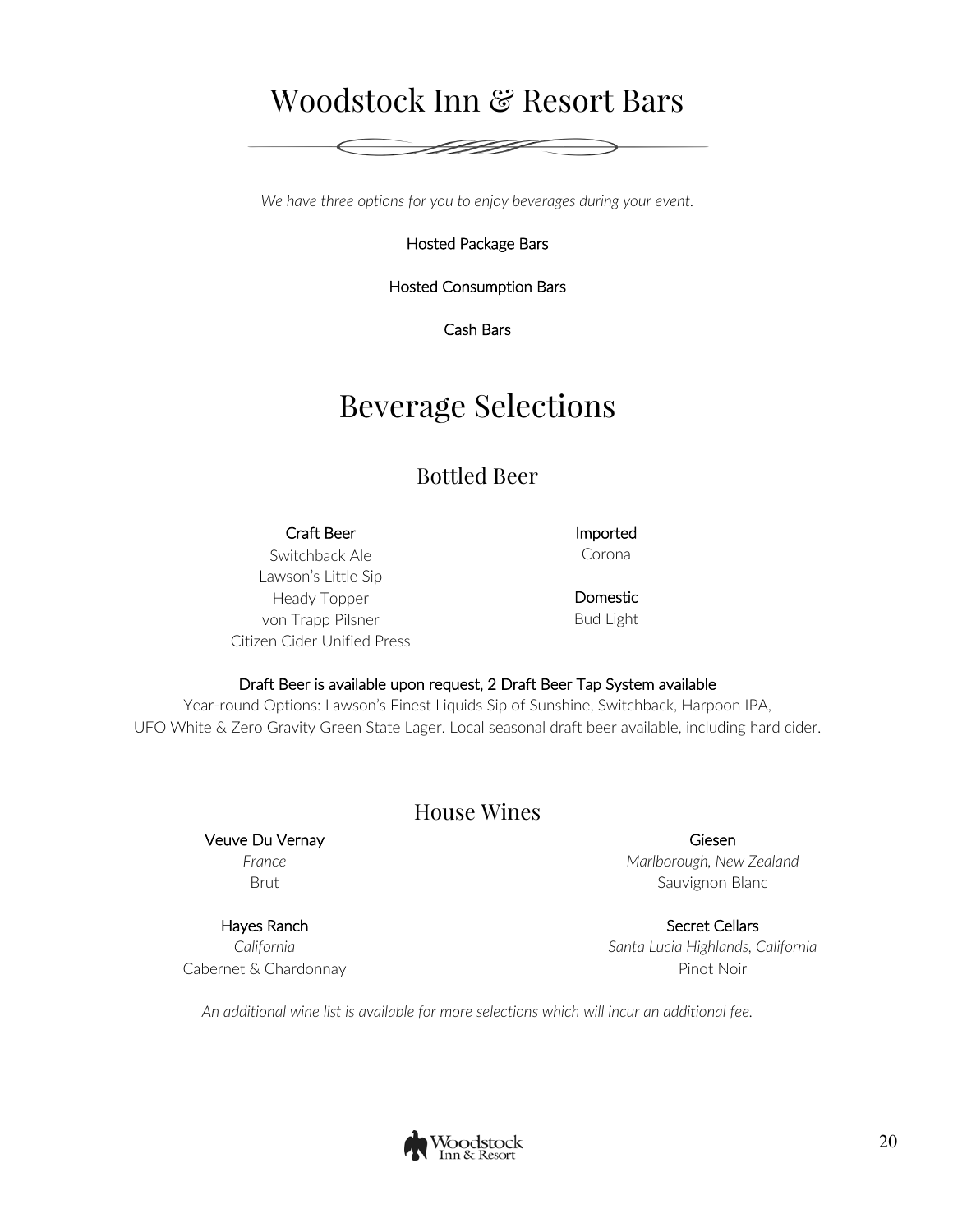# Woodstock Inn & Resort Bars

*We have three options for you to enjoy beverages during your event.*

Hosted Package Bars

Hosted Consumption Bars

Cash Bars

# Beverage Selections

## Bottled Beer

**Craft Beer**
Switchback Ale
Lawson's Little Sip
Heady Topper
von Trapp Pilsner
Citizen Cider Unified Press

**Imported**
Corona

**Domestic**
Bud Light

**Draft Beer is available upon request, 2 Draft Beer Tap System available**
Year-round Options: Lawson's Finest Liquids Sip of Sunshine, Switchback, Harpoon IPA, UFO White & Zero Gravity Green State Lager. Local seasonal draft beer available, including hard cider.

## House Wines

**Veuve Du Vernay**
*France*
Brut

**Hayes Ranch**
*California*
Cabernet & Chardonnay

**Giesen**
*Marlborough, New Zealand*
Sauvignon Blanc

**Secret Cellars**
*Santa Lucia Highlands, California*
Pinot Noir

*An additional wine list is available for more selections which will incur an additional fee.*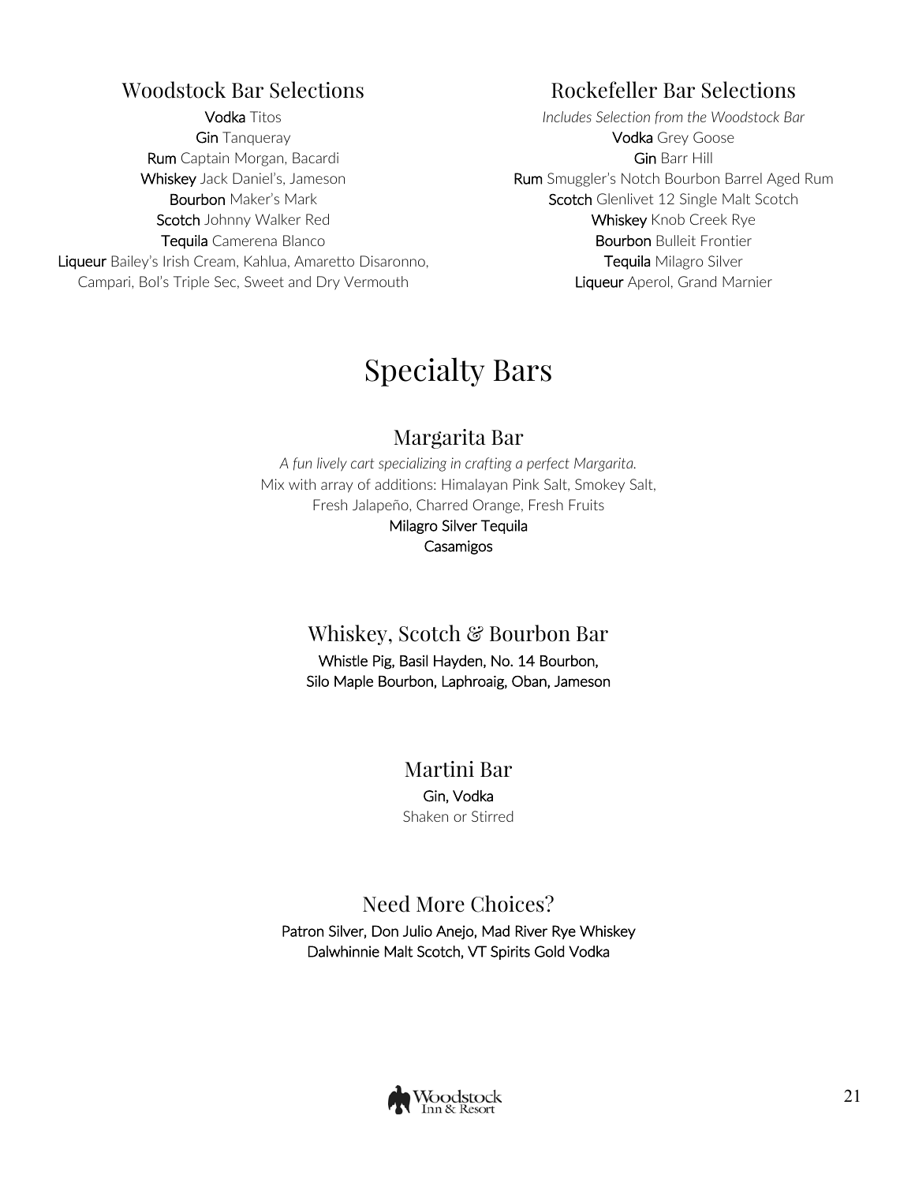## Woodstock Bar Selections

**Vodka** Titos
**Gin** Tanqueray
**Rum** Captain Morgan, Bacardi
**Whiskey** Jack Daniel's, Jameson
**Bourbon** Maker's Mark
**Scotch** Johnny Walker Red
**Tequila** Camerena Blanco
**Liqueur** Bailey's Irish Cream, Kahlua, Amaretto Disaronno, Campari, Bol's Triple Sec, Sweet and Dry Vermouth

## Rockefeller Bar Selections

*Includes Selection from the Woodstock Bar*

**Vodka** Grey Goose
**Gin** Barr Hill
**Rum** Smuggler's Notch Bourbon Barrel Aged Rum
**Scotch** Glenlivet 12 Single Malt Scotch
**Whiskey** Knob Creek Rye
**Bourbon** Bulleit Frontier
**Tequila** Milagro Silver
**Liqueur** Aperol, Grand Marnier

# Specialty Bars

## Margarita Bar

*A fun lively cart specializing in crafting a perfect Margarita.*
Mix with array of additions: Himalayan Pink Salt, Smokey Salt, Fresh Jalapeño, Charred Orange, Fresh Fruits

**Milagro Silver Tequila**
**Casamigos**

## Whiskey, Scotch & Bourbon Bar

**Whistle Pig, Basil Hayden, No. 14 Bourbon, Silo Maple Bourbon, Laphroaig, Oban, Jameson**

## Martini Bar

**Gin, Vodka**
Shaken or Stirred

## Need More Choices?

**Patron Silver, Don Julio Anejo, Mad River Rye Whiskey**
**Dalwhinnie Malt Scotch, VT Spirits Gold Vodka**